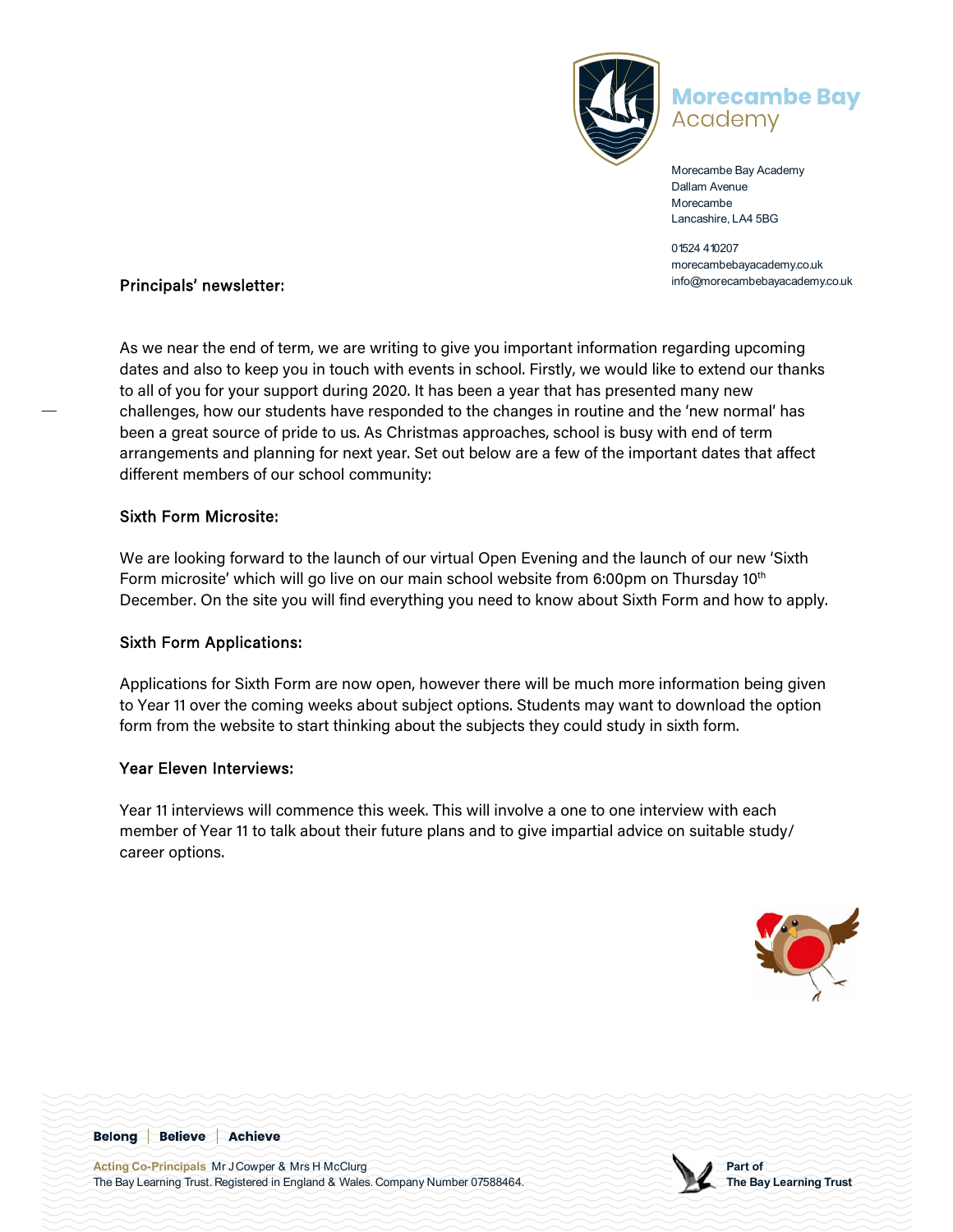Morecambe Bay Academy

Morecambe Bay Academy
Dallam Avenue
Morecambe
Lancashire, LA4 5BG

01524 410207
morecambebayacademy.co.uk
info@morecambebayacademy.co.uk

## Principals' newsletter:

As we near the end of term, we are writing to give you important information regarding upcoming dates and also to keep you in touch with events in school. Firstly, we would like to extend our thanks to all of you for your support during 2020. It has been a year that has presented many new challenges, how our students have responded to the changes in routine and the 'new normal' has been a great source of pride to us. As Christmas approaches, school is busy with end of term arrangements and planning for next year. Set out below are a few of the important dates that affect different members of our school community:

### Sixth Form Microsite:

We are looking forward to the launch of our virtual Open Evening and the launch of our new 'Sixth Form microsite' which will go live on our main school website from 6:00pm on Thursday 10th December. On the site you will find everything you need to know about Sixth Form and how to apply.

### Sixth Form Applications:

Applications for Sixth Form are now open, however there will be much more information being given to Year 11 over the coming weeks about subject options. Students may want to download the option form from the website to start thinking about the subjects they could study in sixth form.

### Year Eleven Interviews:

Year 11 interviews will commence this week. This will involve a one to one interview with each member of Year 11 to talk about their future plans and to give impartial advice on suitable study/ career options.

**Belong | Believe | Achieve**

**Acting Co-Principals** Mr J Cowper & Mrs H McClurg
The Bay Learning Trust. Registered in England & Wales. Company Number 07588464.

**Part of The Bay Learning Trust**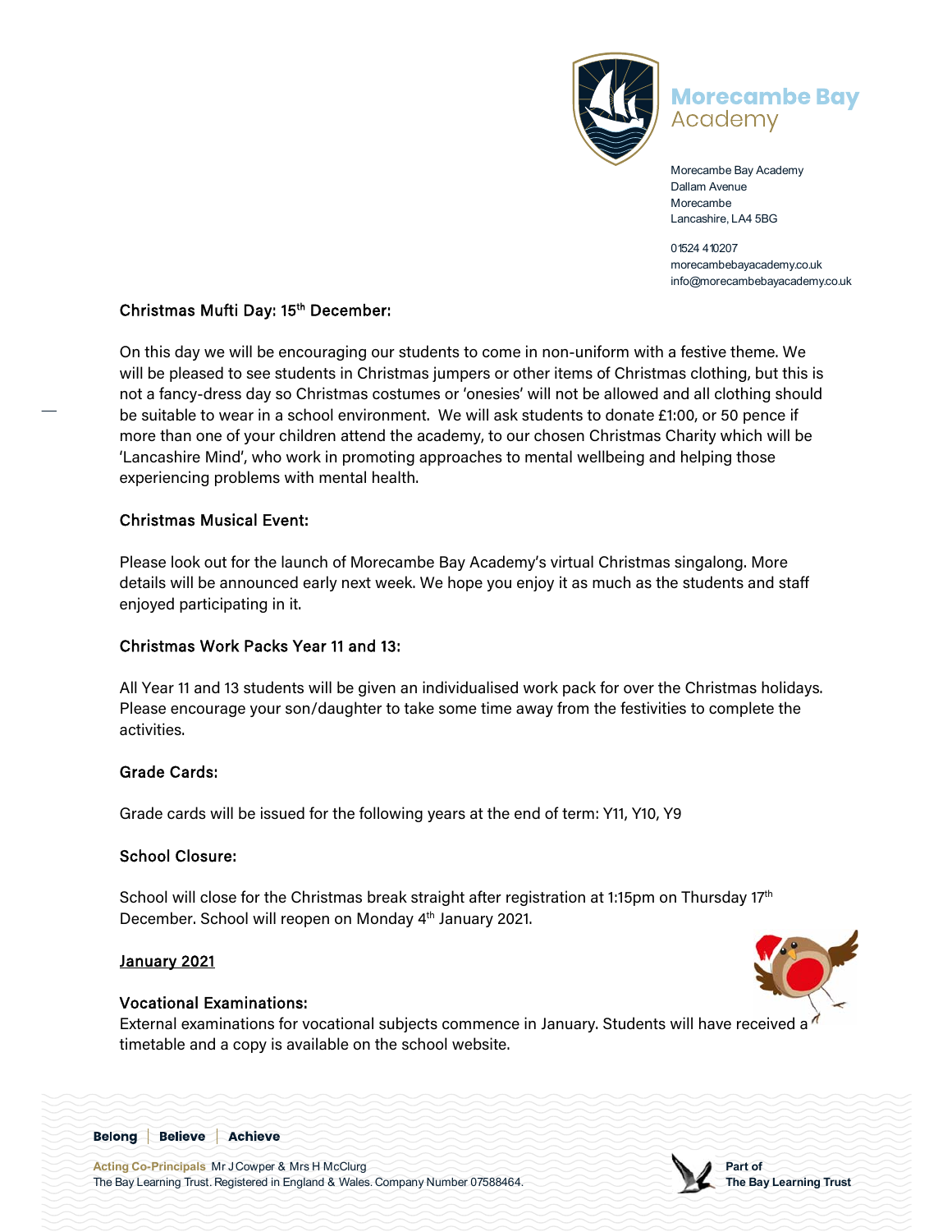Morecambe Bay Academy
Dallam Avenue
Morecambe
Lancashire, LA4 5BG

01524 410207
morecambebayacademy.co.uk
info@morecambebayacademy.co.uk

### Christmas Mufti Day: 15th December:

On this day we will be encouraging our students to come in non-uniform with a festive theme. We will be pleased to see students in Christmas jumpers or other items of Christmas clothing, but this is not a fancy-dress day so Christmas costumes or 'onesies' will not be allowed and all clothing should be suitable to wear in a school environment. We will ask students to donate £1:00, or 50 pence if more than one of your children attend the academy, to our chosen Christmas Charity which will be 'Lancashire Mind', who work in promoting approaches to mental wellbeing and helping those experiencing problems with mental health.

### Christmas Musical Event:

Please look out for the launch of Morecambe Bay Academy's virtual Christmas singalong. More details will be announced early next week. We hope you enjoy it as much as the students and staff enjoyed participating in it.

### Christmas Work Packs Year 11 and 13:

All Year 11 and 13 students will be given an individualised work pack for over the Christmas holidays. Please encourage your son/daughter to take some time away from the festivities to complete the activities.

### Grade Cards:

Grade cards will be issued for the following years at the end of term: Y11, Y10, Y9

### School Closure:

School will close for the Christmas break straight after registration at 1:15pm on Thursday 17th December. School will reopen on Monday 4th January 2021.

## January 2021

### Vocational Examinations:

External examinations for vocational subjects commence in January. Students will have received a timetable and a copy is available on the school website.

**Belong | Believe | Achieve**

Acting Co-Principals Mr J Cowper & Mrs H McClurg
The Bay Learning Trust. Registered in England & Wales. Company Number 07588464.

Part of The Bay Learning Trust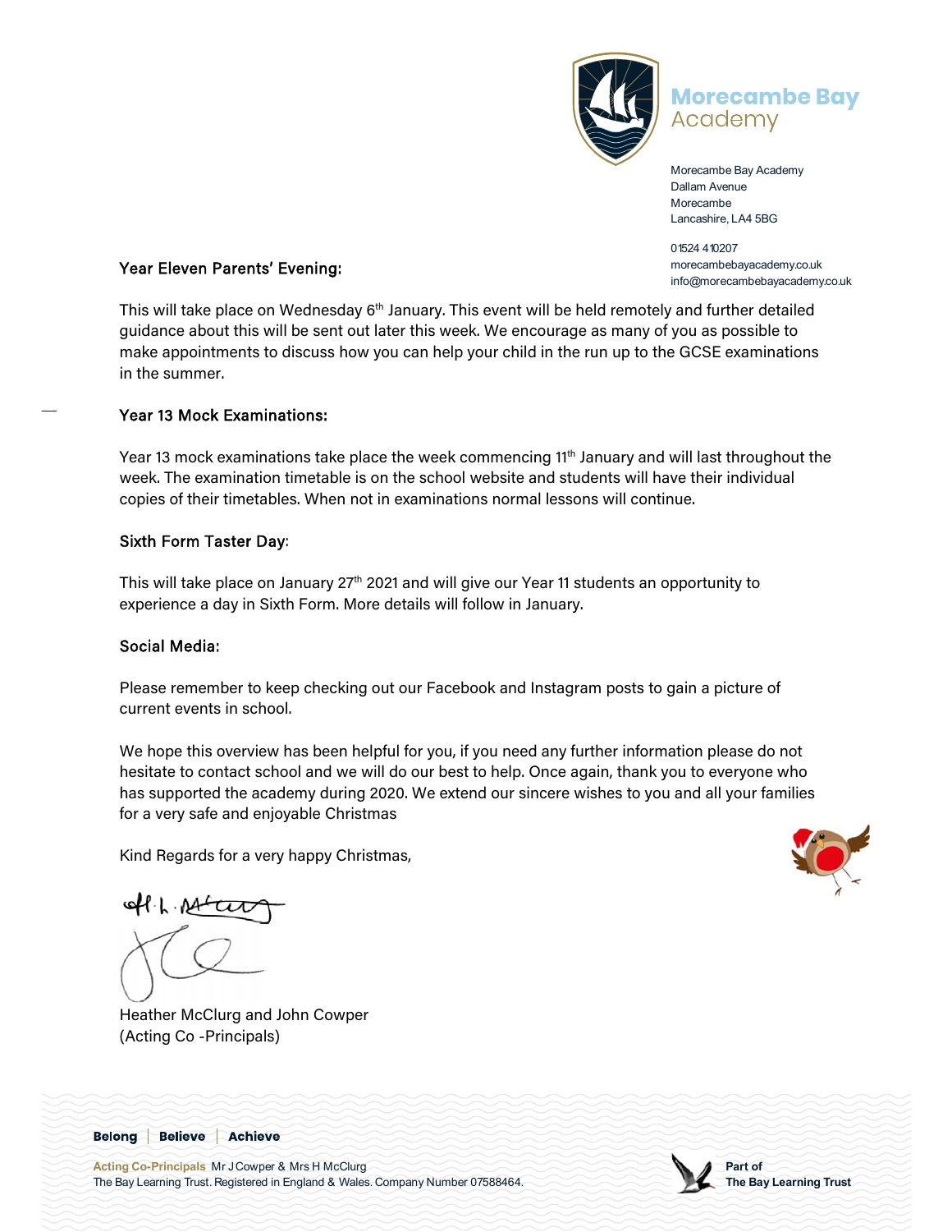Morecambe Bay Academy
Dallam Avenue
Morecambe
Lancashire, LA4 5BG

01524 410207
morecambebayacademy.co.uk
info@morecambebayacademy.co.uk

### Year Eleven Parents' Evening:

This will take place on Wednesday 6th January. This event will be held remotely and further detailed guidance about this will be sent out later this week. We encourage as many of you as possible to make appointments to discuss how you can help your child in the run up to the GCSE examinations in the summer.

### Year 13 Mock Examinations:

Year 13 mock examinations take place the week commencing 11th January and will last throughout the week. The examination timetable is on the school website and students will have their individual copies of their timetables. When not in examinations normal lessons will continue.

### Sixth Form Taster Day:

This will take place on January 27th 2021 and will give our Year 11 students an opportunity to experience a day in Sixth Form. More details will follow in January.

### Social Media:

Please remember to keep checking out our Facebook and Instagram posts to gain a picture of current events in school.

We hope this overview has been helpful for you, if you need any further information please do not hesitate to contact school and we will do our best to help. Once again, thank you to everyone who has supported the academy during 2020. We extend our sincere wishes to you and all your families for a very safe and enjoyable Christmas

Kind Regards for a very happy Christmas,

Heather McClurg and John Cowper
(Acting Co -Principals)

**Belong | Believe | Achieve**

Acting Co-Principals Mr J Cowper & Mrs H McClurg
The Bay Learning Trust. Registered in England & Wales. Company Number 07588464.

Part of The Bay Learning Trust